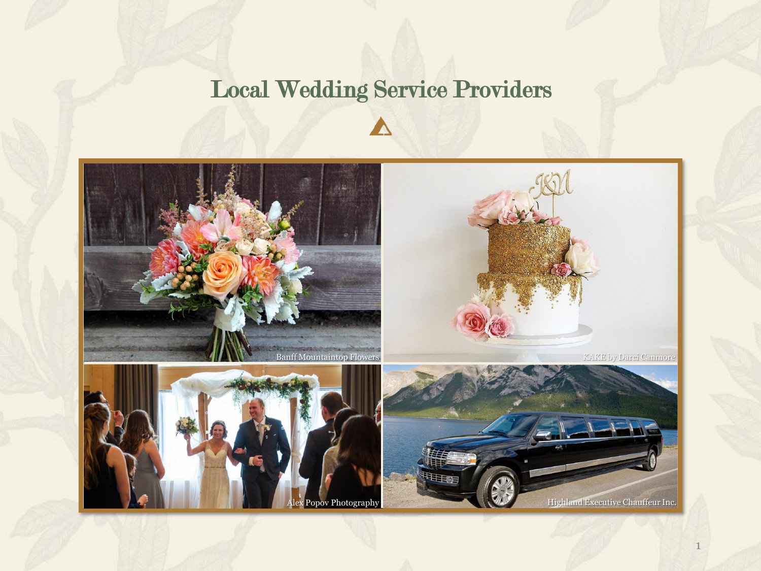# Local Wedding Service Providers

Banff Mountaintop Flowers

KAKE by Darci Canmore

Alex Popov Photography

Highland Executive Chauffeur Inc.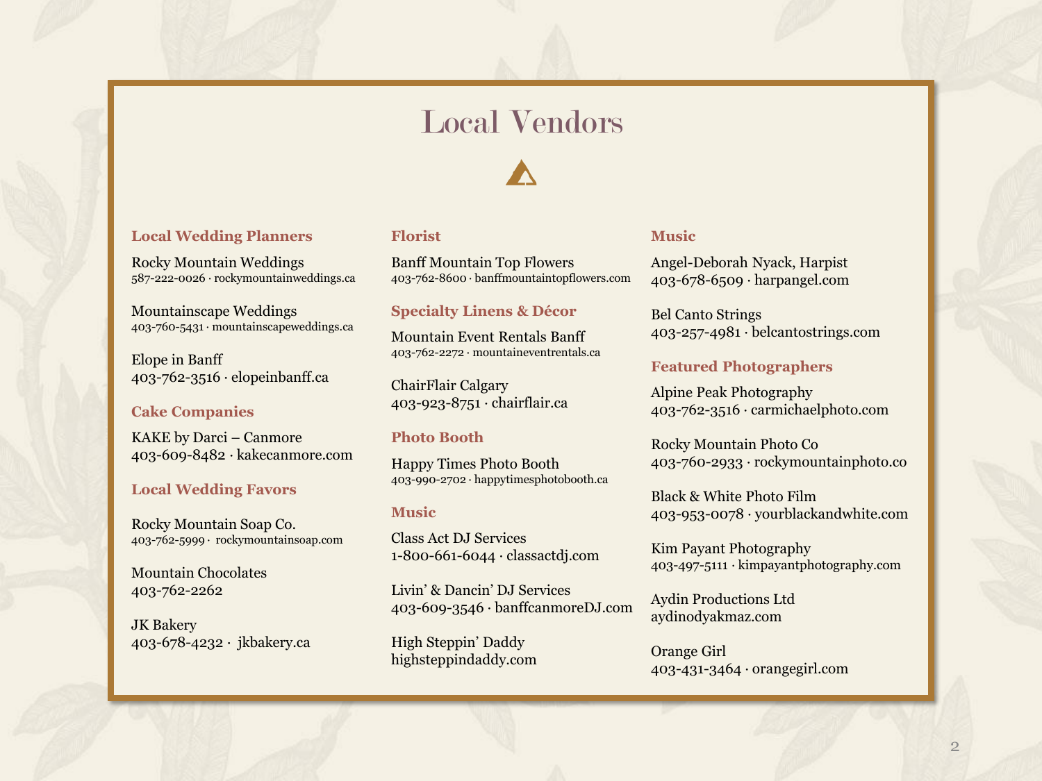# Local Vendors

## Local Wedding Planners

Rocky Mountain Weddings
587-222-0026 · rockymountainweddings.ca

Mountainscape Weddings
403-760-5431 · mountainscapeweddings.ca

Elope in Banff
403-762-3516 · elopeinbanff.ca

## Cake Companies

KAKE by Darci – Canmore
403-609-8482 · kakecanmore.com

## Local Wedding Favors

Rocky Mountain Soap Co.
403-762-5999 · rockymountainsoap.com

Mountain Chocolates
403-762-2262

JK Bakery
403-678-4232 · jkbakery.ca

## Florist

Banff Mountain Top Flowers
403-762-8600 · banffmountaintopflowers.com

## Specialty Linens & Décor

Mountain Event Rentals Banff
403-762-2272 · mountaineventrentals.ca

ChairFlair Calgary
403-923-8751 · chairflair.ca

## Photo Booth

Happy Times Photo Booth
403-990-2702 · happytimesphotobooth.ca

## Music

Class Act DJ Services
1-800-661-6044 · classactdj.com

Livin' & Dancin' DJ Services
403-609-3546 · banffcanmoreDJ.com

High Steppin' Daddy
highsteppindaddy.com

## Music

Angel-Deborah Nyack, Harpist
403-678-6509 · harpangel.com

Bel Canto Strings
403-257-4981 · belcantostrings.com

## Featured Photographers

Alpine Peak Photography
403-762-3516 · carmichaelphoto.com

Rocky Mountain Photo Co
403-760-2933 · rockymountainphoto.co

Black & White Photo Film
403-953-0078 · yourblackandwhite.com

Kim Payant Photography
403-497-5111 · kimpayantphotography.com

Aydin Productions Ltd
aydinodyakmaz.com

Orange Girl
403-431-3464 · orangegirl.com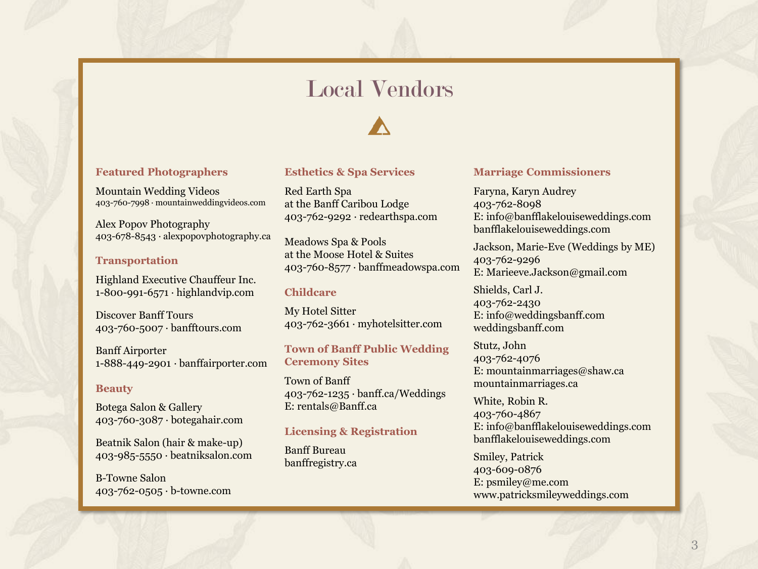# Local Vendors

### Featured Photographers

Mountain Wedding Videos
403-760-7998 · mountainweddingvideos.com

Alex Popov Photography
403-678-8543 · alexpopovphotography.ca

### Transportation

Highland Executive Chauffeur Inc.
1-800-991-6571 · highlandvip.com

Discover Banff Tours
403-760-5007 · banfftours.com

Banff Airporter
1-888-449-2901 · banffairporter.com

### Beauty

Botega Salon & Gallery
403-760-3087 · botegahair.com

Beatnik Salon (hair & make-up)
403-985-5550 · beatniksalon.com

B-Towne Salon
403-762-0505 · b-towne.com

### Esthetics & Spa Services

Red Earth Spa
at the Banff Caribou Lodge
403-762-9292 · redearthspa.com

Meadows Spa & Pools
at the Moose Hotel & Suites
403-760-8577 · banffmeadowspa.com

### Childcare

My Hotel Sitter
403-762-3661 · myhotelsitter.com

### Town of Banff Public Wedding Ceremony Sites

Town of Banff
403-762-1235 · banff.ca/Weddings
E: rentals@Banff.ca

### Licensing & Registration

Banff Bureau
banffregistry.ca

### Marriage Commissioners

Faryna, Karyn Audrey
403-762-8098
E: info@bannflakelouiseweddings.com
bannflakelouiseweddings.com

Jackson, Marie-Eve (Weddings by ME)
403-762-9296
E: Marieeve.Jackson@gmail.com

Shields, Carl J.
403-762-2430
E: info@weddingsbanff.com
weddingsbanff.com

Stutz, John
403-762-4076
E: mountainmarriages@shaw.ca
mountainmarriages.ca

White, Robin R.
403-760-4867
E: info@bannflakelouiseweddings.com
bannflakelouiseweddings.com

Smiley, Patrick
403-609-0876
E: psmiley@me.com
www.patricksmileyweddings.com